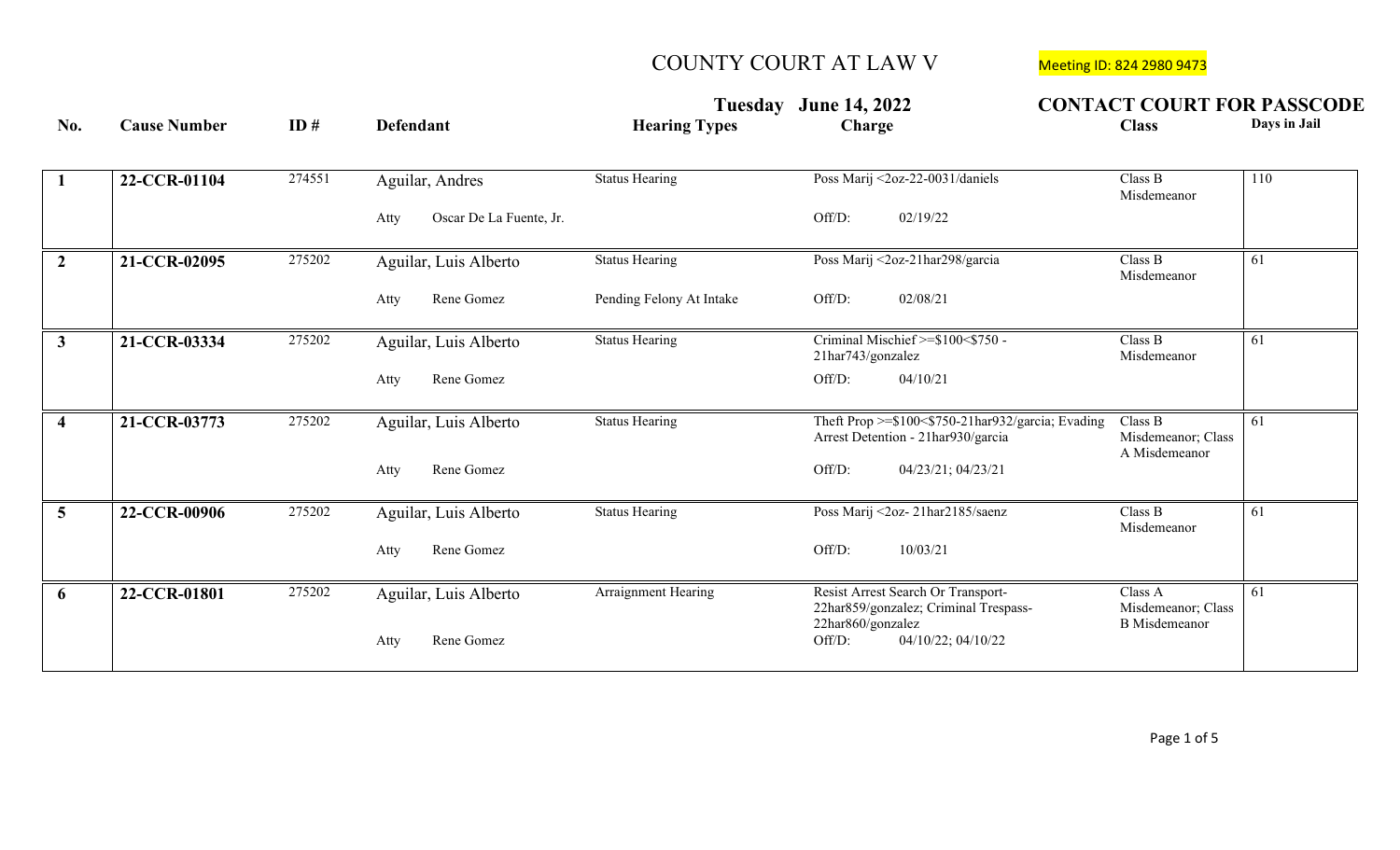# COUNTY COURT AT LAW V

Meeting ID: 824 2980 9473

**Tuesday June 14, 2022**

**CONTACT COURT FOR PASSCODE**

| No. | Cause Number | ID # | Defendant | Hearing Types | Charge | Class | Days in Jail |
|---|---|---|---|---|---|---|---|
| **1** | **22-CCR-01104** | 274551 | Aguilar, Andres<br>Atty Oscar De La Fuente, Jr. | Status Hearing | Poss Marij <2oz-22-0031/daniels<br>Off/D: 02/19/22 | Class B Misdemeanor | 110 |
| **2** | **21-CCR-02095** | 275202 | Aguilar, Luis Alberto<br>Atty Rene Gomez | Status Hearing<br>Pending Felony At Intake | Poss Marij <2oz-21har298/garcia<br>Off/D: 02/08/21 | Class B Misdemeanor | 61 |
| **3** | **21-CCR-03334** | 275202 | Aguilar, Luis Alberto<br>Atty Rene Gomez | Status Hearing | Criminal Mischief >=$100<$750 - 21har743/gonzalez<br>Off/D: 04/10/21 | Class B Misdemeanor | 61 |
| **4** | **21-CCR-03773** | 275202 | Aguilar, Luis Alberto<br>Atty Rene Gomez | Status Hearing | Theft Prop >=$100<$750-21har932/garcia; Evading Arrest Detention - 21har930/garcia<br>Off/D: 04/23/21; 04/23/21 | Class B Misdemeanor; Class A Misdemeanor | 61 |
| **5** | **22-CCR-00906** | 275202 | Aguilar, Luis Alberto<br>Atty Rene Gomez | Status Hearing | Poss Marij <2oz- 21har2185/saenz<br>Off/D: 10/03/21 | Class B Misdemeanor | 61 |
| **6** | **22-CCR-01801** | 275202 | Aguilar, Luis Alberto<br>Atty Rene Gomez | Arraignment Hearing | Resist Arrest Search Or Transport-22har859/gonzalez; Criminal Trespass-22har860/gonzalez<br>Off/D: 04/10/22; 04/10/22 | Class A Misdemeanor; Class B Misdemeanor | 61 |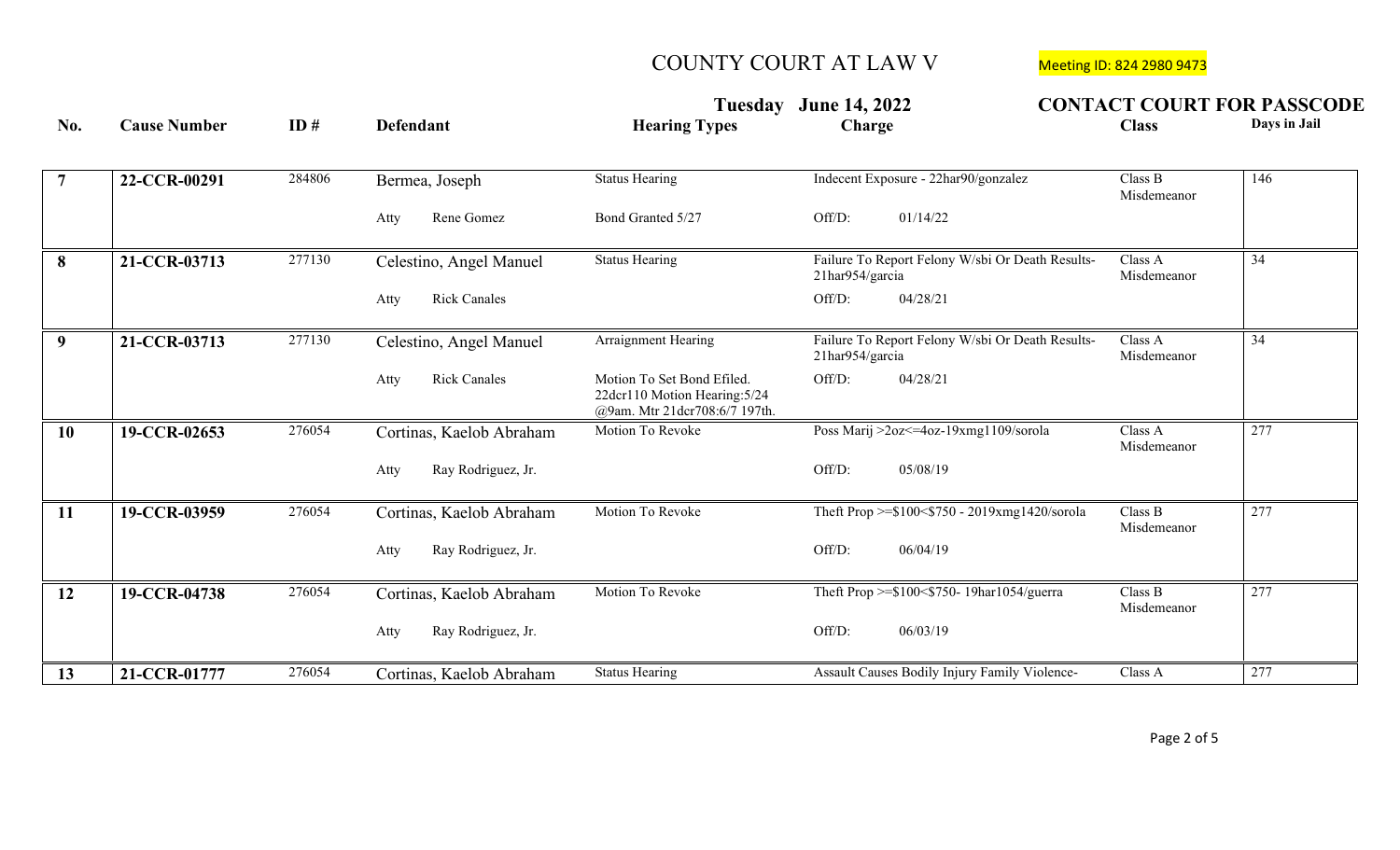# COUNTY COURT AT LAW V

Meeting ID: 824 2980 9473

**Tuesday June 14, 2022**

**CONTACT COURT FOR PASSCODE**

| No. | Cause Number | ID # | Defendant | Hearing Types | Charge | Class | Days in Jail |
|---|---|---|---|---|---|---|---|
| **7** | **22-CCR-00291** | 284806 | Bermea, Joseph | Status Hearing | Indecent Exposure - 22har90/gonzalez | Class B Misdemeanor | 146 |
| | | | Atty Rene Gomez | Bond Granted 5/27 | Off/D: 01/14/22 | | |
| **8** | **21-CCR-03713** | 277130 | Celestino, Angel Manuel | Status Hearing | Failure To Report Felony W/sbi Or Death Results- 21har954/garcia | Class A Misdemeanor | 34 |
| | | | Atty Rick Canales | | Off/D: 04/28/21 | | |
| **9** | **21-CCR-03713** | 277130 | Celestino, Angel Manuel | Arraignment Hearing | Failure To Report Felony W/sbi Or Death Results- 21har954/garcia | Class A Misdemeanor | 34 |
| | | | Atty Rick Canales | Motion To Set Bond Efiled. 22dcr110 Motion Hearing:5/24 @9am. Mtr 21dcr708:6/7 197th. | Off/D: 04/28/21 | | |
| **10** | **19-CCR-02653** | 276054 | Cortinas, Kaelob Abraham | Motion To Revoke | Poss Marij >2oz<=4oz-19xmg1109/sorola | Class A Misdemeanor | 277 |
| | | | Atty Ray Rodriguez, Jr. | | Off/D: 05/08/19 | | |
| **11** | **19-CCR-03959** | 276054 | Cortinas, Kaelob Abraham | Motion To Revoke | Theft Prop >=$100<$750 - 2019xmg1420/sorola | Class B Misdemeanor | 277 |
| | | | Atty Ray Rodriguez, Jr. | | Off/D: 06/04/19 | | |
| **12** | **19-CCR-04738** | 276054 | Cortinas, Kaelob Abraham | Motion To Revoke | Theft Prop >=$100<$750- 19har1054/guerra | Class B Misdemeanor | 277 |
| | | | Atty Ray Rodriguez, Jr. | | Off/D: 06/03/19 | | |
| **13** | **21-CCR-01777** | 276054 | Cortinas, Kaelob Abraham | Status Hearing | Assault Causes Bodily Injury Family Violence- | Class A | 277 |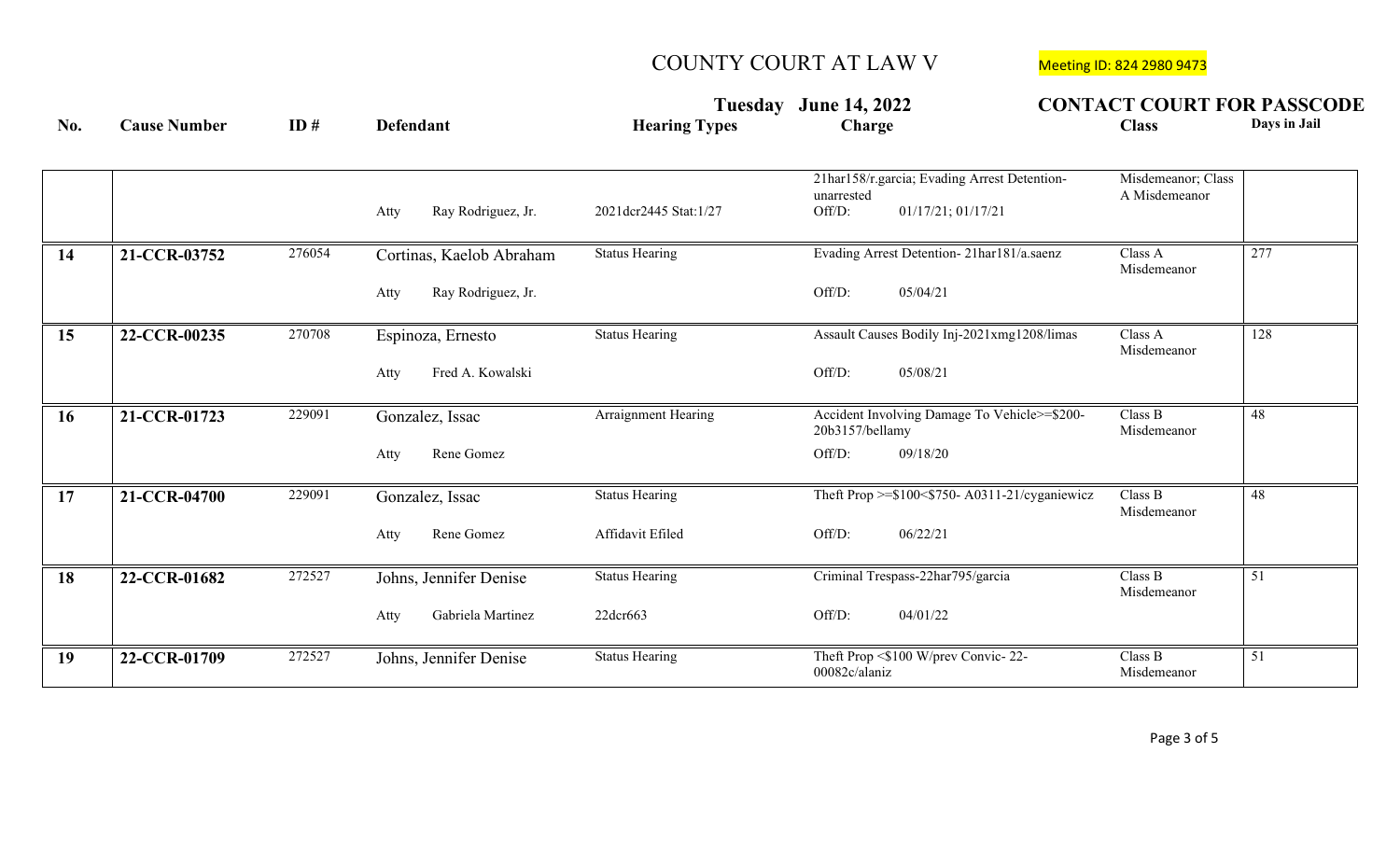# COUNTY COURT AT LAW V

Meeting ID: 824 2980 9473

**Tuesday June 14, 2022** **CONTACT COURT FOR PASSCODE**

| No. | Cause Number | ID # | Defendant | Hearing Types | Charge | Class | Days in Jail |
|---|---|---|---|---|---|---|---|
| | | | Atty Ray Rodriguez, Jr. | 2021dcr2445 Stat:1/27 | 21har158/r.garcia; Evading Arrest Detention-unarrested Off/D: 01/17/21; 01/17/21 | Misdemeanor; Class A Misdemeanor | |
| 14 | 21-CCR-03752 | 276054 | Cortinas, Kaelob Abraham<br>Atty Ray Rodriguez, Jr. | Status Hearing | Evading Arrest Detention- 21har181/a.saenz<br>Off/D: 05/04/21 | Class A Misdemeanor | 277 |
| 15 | 22-CCR-00235 | 270708 | Espinoza, Ernesto<br>Atty Fred A. Kowalski | Status Hearing | Assault Causes Bodily Inj-2021xmg1208/limas<br>Off/D: 05/08/21 | Class A Misdemeanor | 128 |
| 16 | 21-CCR-01723 | 229091 | Gonzalez, Issac<br>Atty Rene Gomez | Arraignment Hearing | Accident Involving Damage To Vehicle>=$200- 20b3157/bellamy<br>Off/D: 09/18/20 | Class B Misdemeanor | 48 |
| 17 | 21-CCR-04700 | 229091 | Gonzalez, Issac<br>Atty Rene Gomez | Status Hearing<br>Affidavit Efiled | Theft Prop >=$100<$750- A0311-21/cyganiewicz<br>Off/D: 06/22/21 | Class B Misdemeanor | 48 |
| 18 | 22-CCR-01682 | 272527 | Johns, Jennifer Denise<br>Atty Gabriela Martinez | Status Hearing<br>22dcr663 | Criminal Trespass-22har795/garcia<br>Off/D: 04/01/22 | Class B Misdemeanor | 51 |
| 19 | 22-CCR-01709 | 272527 | Johns, Jennifer Denise | Status Hearing | Theft Prop <$100 W/prev Convic- 22-00082c/alaniz | Class B Misdemeanor | 51 |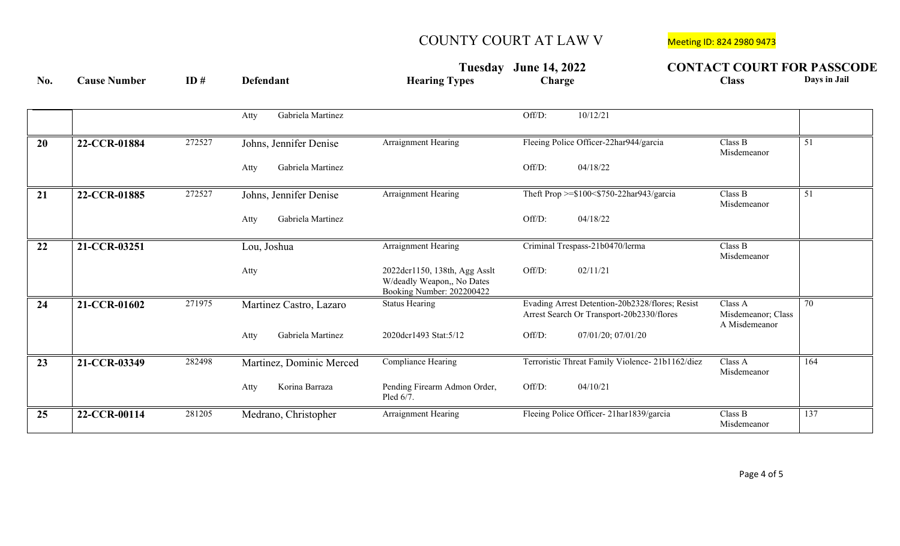# COUNTY COURT AT LAW V

Meeting ID: 824 2980 9473

**Tuesday June 14, 2022**

**CONTACT COURT FOR PASSCODE**

| No. | Cause Number | ID # | Defendant | Hearing Types | Charge | Class | Days in Jail |
|---|---|---|---|---|---|---|---|
| | | | Atty Gabriela Martinez | | Off/D: 10/12/21 | | |
| **20** | **22-CCR-01884** | 272527 | Johns, Jennifer Denise | Arraignment Hearing | Fleeing Police Officer-22har944/garcia | Class B Misdemeanor | 51 |
| | | | Atty Gabriela Martinez | | Off/D: 04/18/22 | | |
| **21** | **22-CCR-01885** | 272527 | Johns, Jennifer Denise | Arraignment Hearing | Theft Prop >=$100<$750-22har943/garcia | Class B Misdemeanor | 51 |
| | | | Atty Gabriela Martinez | | Off/D: 04/18/22 | | |
| **22** | **21-CCR-03251** | | Lou, Joshua | Arraignment Hearing | Criminal Trespass-21b0470/lerma | Class B Misdemeanor | |
| | | | Atty | 2022dcr1150, 138th, Agg Asslt W/deadly Weapon,, No Dates Booking Number: 202200422 | Off/D: 02/11/21 | | |
| **24** | **21-CCR-01602** | 271975 | Martinez Castro, Lazaro | Status Hearing | Evading Arrest Detention-20b2328/flores; Resist Arrest Search Or Transport-20b2330/flores | Class A Misdemeanor; Class A Misdemeanor | 70 |
| | | | Atty Gabriela Martinez | 2020dcr1493 Stat:5/12 | Off/D: 07/01/20; 07/01/20 | | |
| **23** | **21-CCR-03349** | 282498 | Martinez, Dominic Merced | Compliance Hearing | Terroristic Threat Family Violence- 21b1162/diez | Class A Misdemeanor | 164 |
| | | | Atty Korina Barraza | Pending Firearm Admon Order, Pled 6/7. | Off/D: 04/10/21 | | |
| **25** | **22-CCR-00114** | 281205 | Medrano, Christopher | Arraignment Hearing | Fleeing Police Officer- 21har1839/garcia | Class B Misdemeanor | 137 |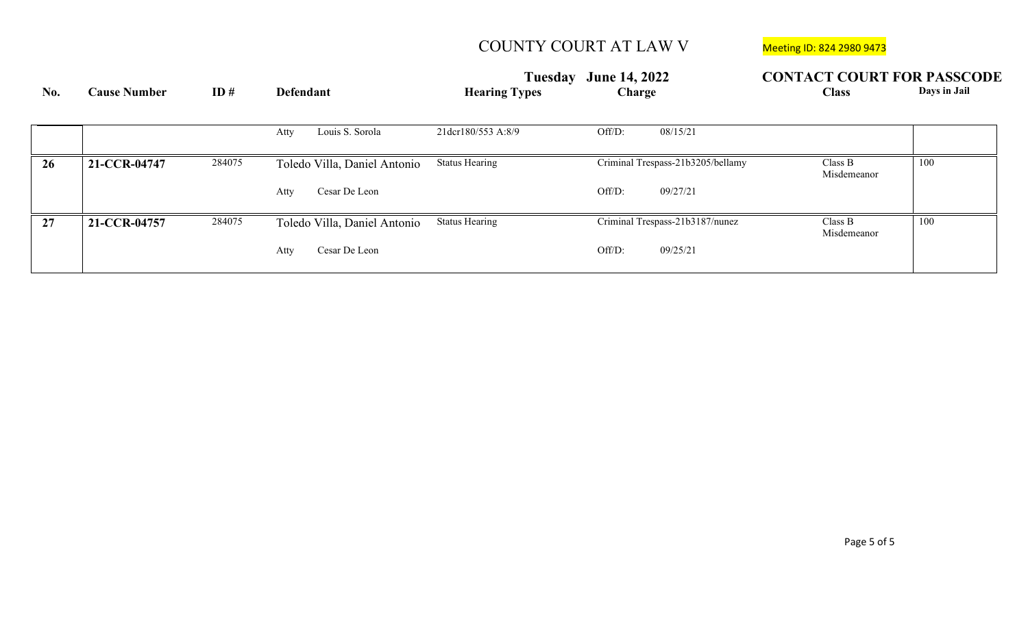# COUNTY COURT AT LAW V

Meeting ID: 824 2980 9473

**Tuesday June 14, 2022**

**CONTACT COURT FOR PASSCODE**

| No. | Cause Number | ID # | Defendant | Hearing Types | Charge | Class | Days in Jail |
|---|---|---|---|---|---|---|---|
| | | | Atty Louis S. Sorola | 21dcr180/553 A:8/9 | Off/D: 08/15/21 | | |
| **26** | **21-CCR-04747** | 284075 | Toledo Villa, Daniel Antonio | Status Hearing | Criminal Trespass-21b3205/bellamy | Class B Misdemeanor | 100 |
| | | | Atty Cesar De Leon | | Off/D: 09/27/21 | | |
| **27** | **21-CCR-04757** | 284075 | Toledo Villa, Daniel Antonio | Status Hearing | Criminal Trespass-21b3187/nunez | Class B Misdemeanor | 100 |
| | | | Atty Cesar De Leon | | Off/D: 09/25/21 | | |